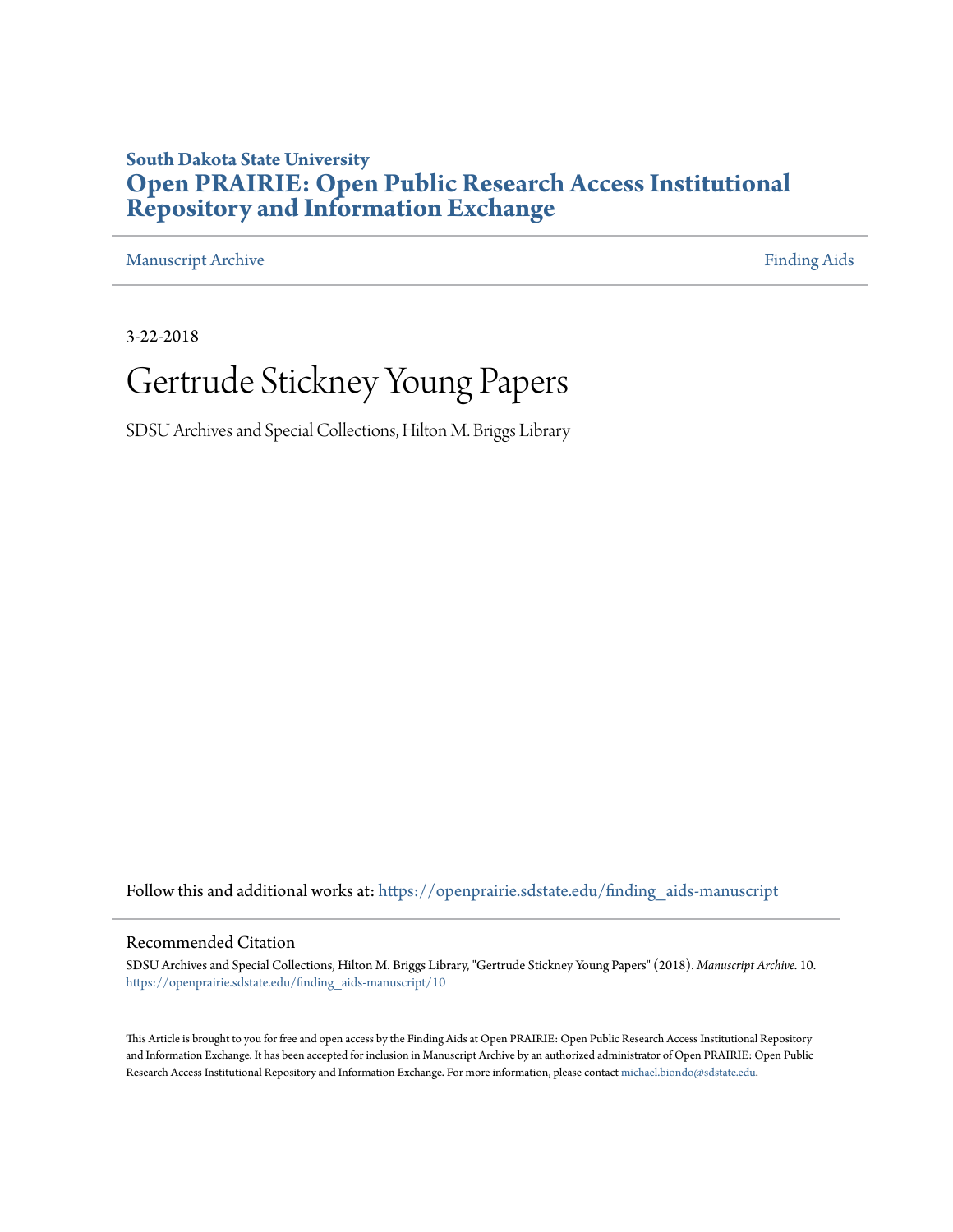**South Dakota State University**

**Open PRAIRIE: Open Public Research Access Institutional Repository and Information Exchange**

Manuscript Archive | Finding Aids

3-22-2018

# Gertrude Stickney Young Papers

SDSU Archives and Special Collections, Hilton M. Briggs Library

Follow this and additional works at: https://openprairie.sdstate.edu/finding_aids-manuscript

## Recommended Citation

SDSU Archives and Special Collections, Hilton M. Briggs Library, "Gertrude Stickney Young Papers" (2018). *Manuscript Archive*. 10.
https://openprairie.sdstate.edu/finding_aids-manuscript/10

This Article is brought to you for free and open access by the Finding Aids at Open PRAIRIE: Open Public Research Access Institutional Repository and Information Exchange. It has been accepted for inclusion in Manuscript Archive by an authorized administrator of Open PRAIRIE: Open Public Research Access Institutional Repository and Information Exchange. For more information, please contact michael.biondo@sdstate.edu.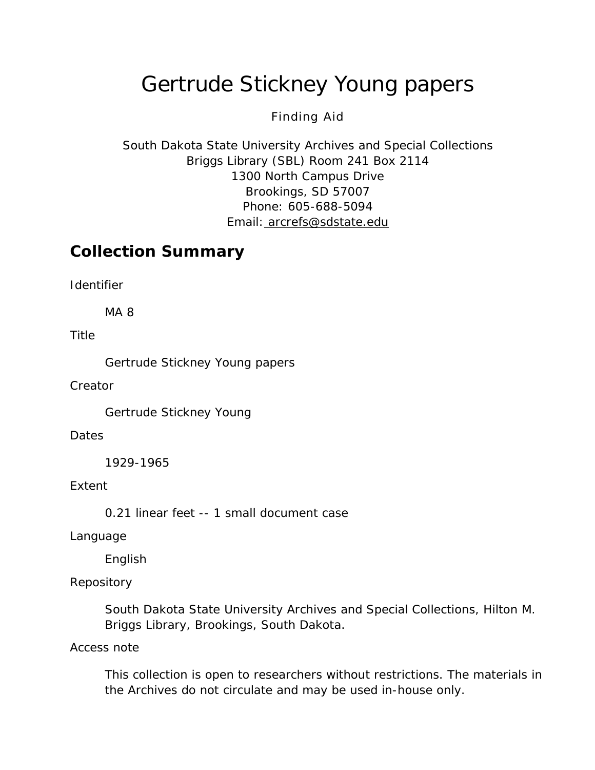# Gertrude Stickney Young papers

Finding Aid

South Dakota State University Archives and Special Collections
Briggs Library (SBL) Room 241 Box 2114
1300 North Campus Drive
Brookings, SD 57007
Phone: 605-688-5094
Email: arcrefs@sdstate.edu

## Collection Summary

Identifier

MA 8

Title

Gertrude Stickney Young papers

Creator

Gertrude Stickney Young

Dates

1929-1965

Extent

0.21 linear feet -- 1 small document case

Language

English

Repository

South Dakota State University Archives and Special Collections, Hilton M. Briggs Library, Brookings, South Dakota.

Access note

This collection is open to researchers without restrictions. The materials in the Archives do not circulate and may be used in-house only.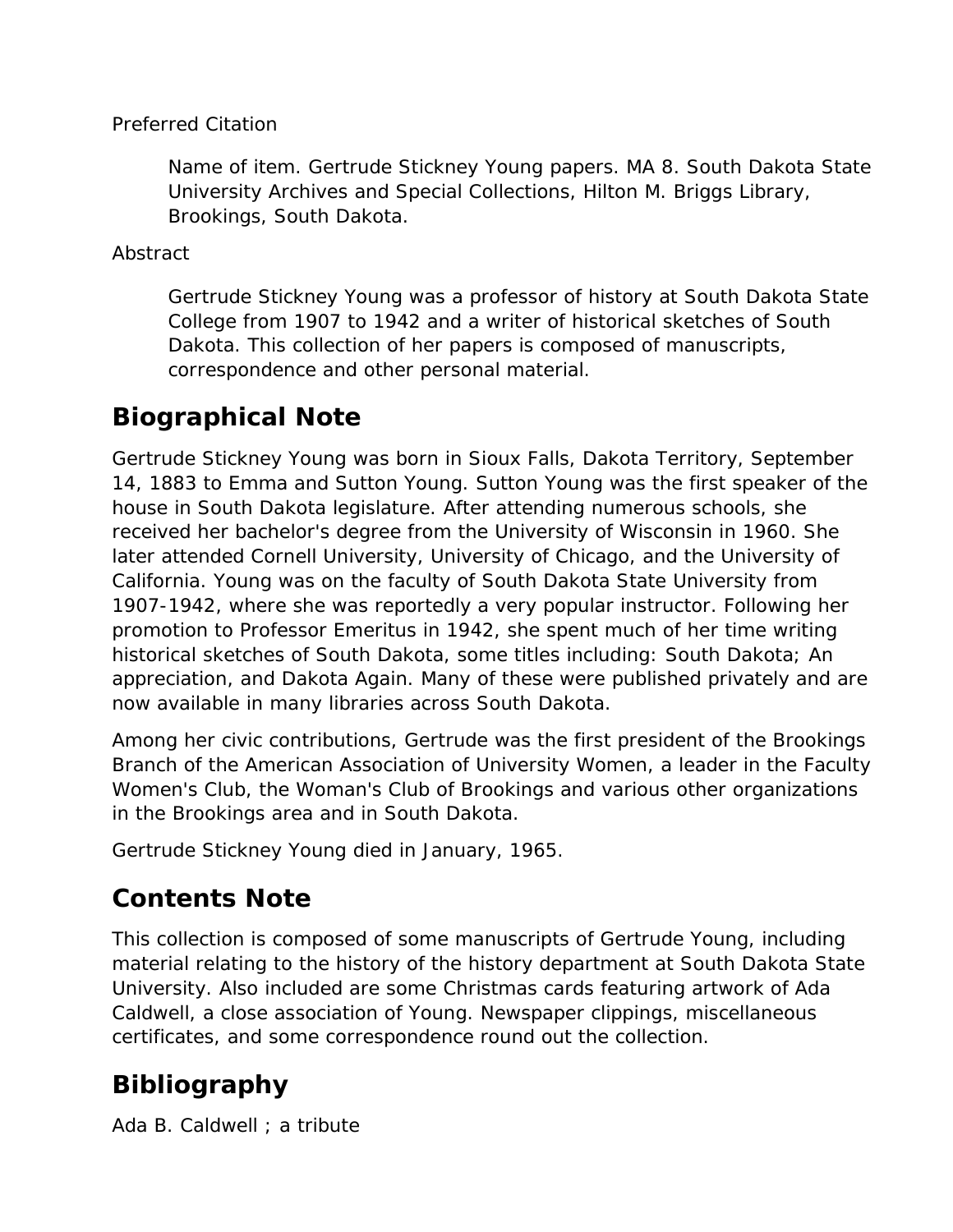Preferred Citation

> Name of item. Gertrude Stickney Young papers. MA 8. South Dakota State University Archives and Special Collections, Hilton M. Briggs Library, Brookings, South Dakota.

Abstract

> Gertrude Stickney Young was a professor of history at South Dakota State College from 1907 to 1942 and a writer of historical sketches of South Dakota. This collection of her papers is composed of manuscripts, correspondence and other personal material.

## Biographical Note

Gertrude Stickney Young was born in Sioux Falls, Dakota Territory, September 14, 1883 to Emma and Sutton Young. Sutton Young was the first speaker of the house in South Dakota legislature. After attending numerous schools, she received her bachelor's degree from the University of Wisconsin in 1960. She later attended Cornell University, University of Chicago, and the University of California. Young was on the faculty of South Dakota State University from 1907-1942, where she was reportedly a very popular instructor. Following her promotion to Professor Emeritus in 1942, she spent much of her time writing historical sketches of South Dakota, some titles including: South Dakota; An appreciation, and Dakota Again. Many of these were published privately and are now available in many libraries across South Dakota.

Among her civic contributions, Gertrude was the first president of the Brookings Branch of the American Association of University Women, a leader in the Faculty Women's Club, the Woman's Club of Brookings and various other organizations in the Brookings area and in South Dakota.

Gertrude Stickney Young died in January, 1965.

## Contents Note

This collection is composed of some manuscripts of Gertrude Young, including material relating to the history of the history department at South Dakota State University. Also included are some Christmas cards featuring artwork of Ada Caldwell, a close association of Young. Newspaper clippings, miscellaneous certificates, and some correspondence round out the collection.

## Bibliography

Ada B. Caldwell ; a tribute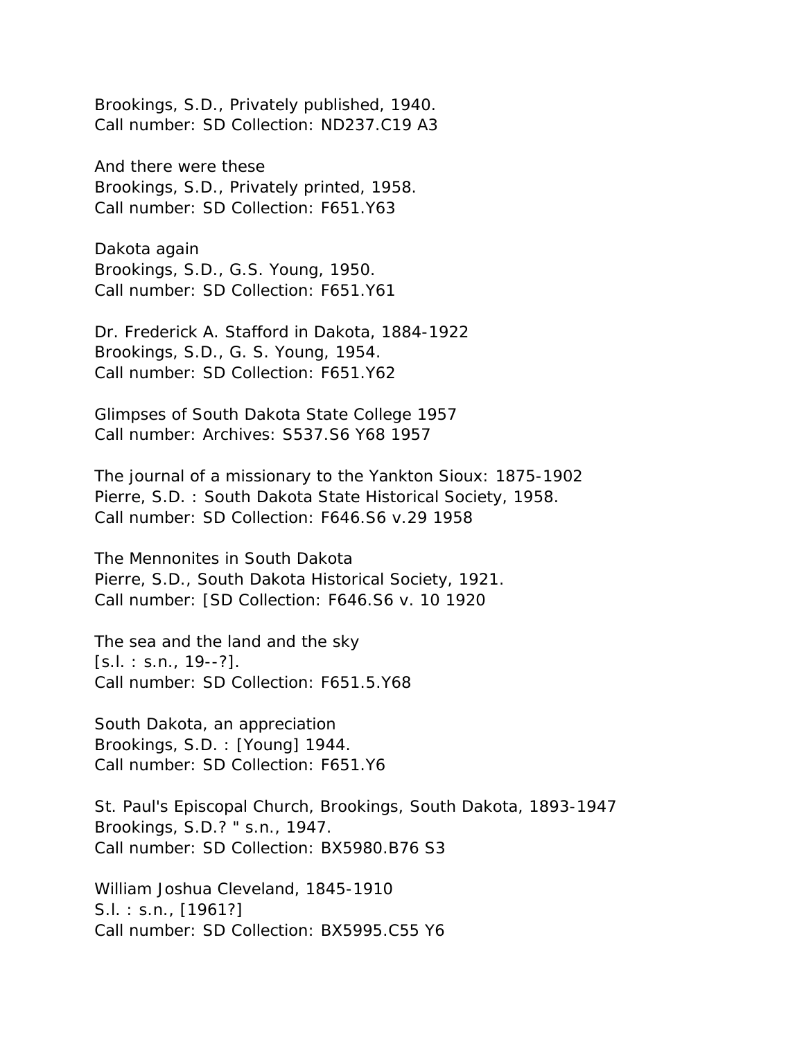Brookings, S.D., Privately published, 1940.
Call number: SD Collection: ND237.C19 A3

And there were these
Brookings, S.D., Privately printed, 1958.
Call number: SD Collection: F651.Y63

Dakota again
Brookings, S.D., G.S. Young, 1950.
Call number: SD Collection: F651.Y61

Dr. Frederick A. Stafford in Dakota, 1884-1922
Brookings, S.D., G. S. Young, 1954.
Call number: SD Collection: F651.Y62

Glimpses of South Dakota State College 1957
Call number: Archives: S537.S6 Y68 1957

The journal of a missionary to the Yankton Sioux: 1875-1902
Pierre, S.D. : South Dakota State Historical Society, 1958.
Call number: SD Collection: F646.S6 v.29 1958

The Mennonites in South Dakota
Pierre, S.D., South Dakota Historical Society, 1921.
Call number: [SD Collection: F646.S6 v. 10 1920

The sea and the land and the sky
[s.l. : s.n., 19--?].
Call number: SD Collection: F651.5.Y68

South Dakota, an appreciation
Brookings, S.D. : [Young] 1944.
Call number: SD Collection: F651.Y6

St. Paul's Episcopal Church, Brookings, South Dakota, 1893-1947
Brookings, S.D.? " s.n., 1947.
Call number: SD Collection: BX5980.B76 S3

William Joshua Cleveland, 1845-1910
S.l. : s.n., [1961?]
Call number: SD Collection: BX5995.C55 Y6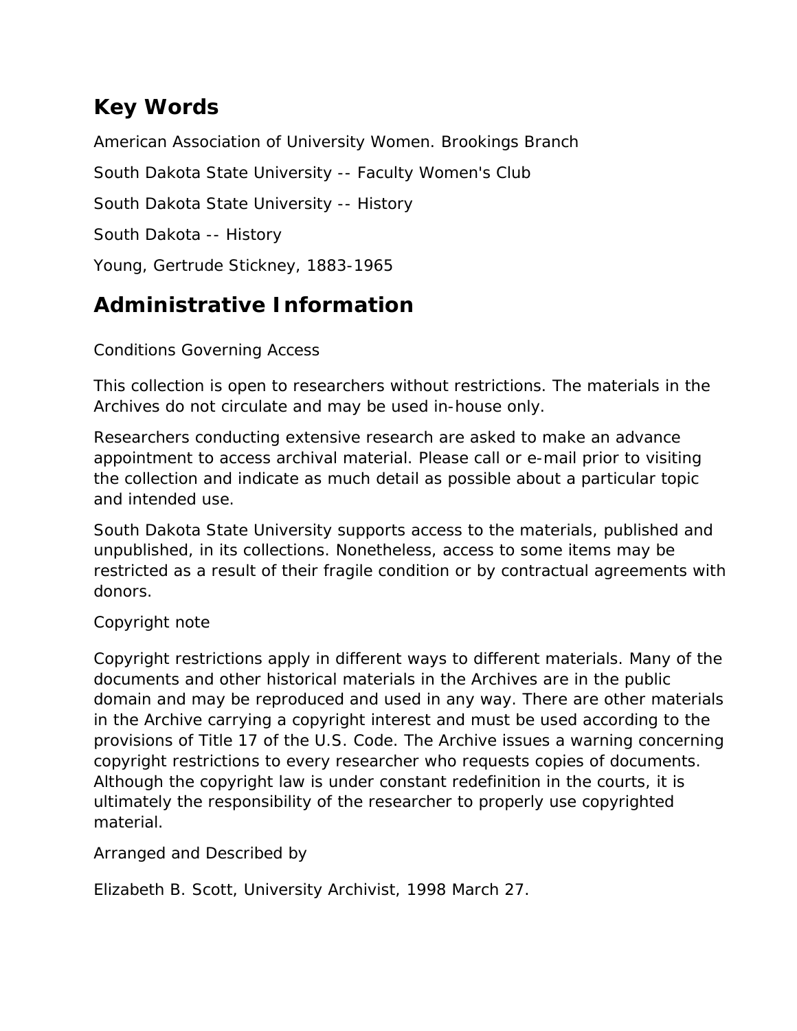## Key Words

American Association of University Women. Brookings Branch

South Dakota State University -- Faculty Women's Club

South Dakota State University -- History

South Dakota -- History

Young, Gertrude Stickney, 1883-1965

## Administrative Information

Conditions Governing Access

This collection is open to researchers without restrictions. The materials in the Archives do not circulate and may be used in-house only.

Researchers conducting extensive research are asked to make an advance appointment to access archival material. Please call or e-mail prior to visiting the collection and indicate as much detail as possible about a particular topic and intended use.

South Dakota State University supports access to the materials, published and unpublished, in its collections. Nonetheless, access to some items may be restricted as a result of their fragile condition or by contractual agreements with donors.

Copyright note

Copyright restrictions apply in different ways to different materials. Many of the documents and other historical materials in the Archives are in the public domain and may be reproduced and used in any way. There are other materials in the Archive carrying a copyright interest and must be used according to the provisions of Title 17 of the U.S. Code. The Archive issues a warning concerning copyright restrictions to every researcher who requests copies of documents. Although the copyright law is under constant redefinition in the courts, it is ultimately the responsibility of the researcher to properly use copyrighted material.

Arranged and Described by

Elizabeth B. Scott, University Archivist, 1998 March 27.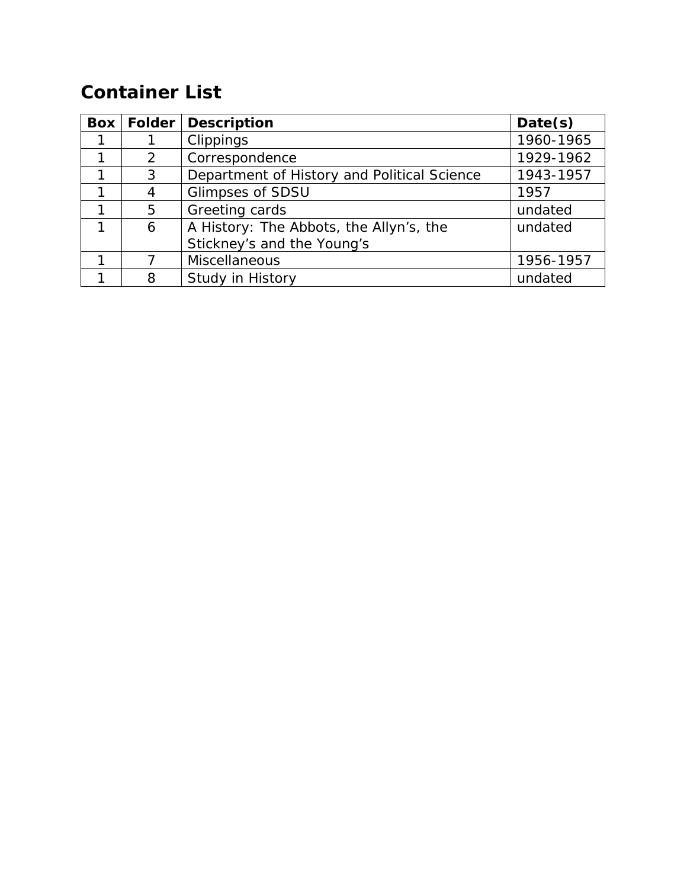## Container List

| Box | Folder | Description | Date(s) |
|---|---|---|---|
| 1 | 1 | Clippings | 1960-1965 |
| 1 | 2 | Correspondence | 1929-1962 |
| 1 | 3 | Department of History and Political Science | 1943-1957 |
| 1 | 4 | Glimpses of SDSU | 1957 |
| 1 | 5 | Greeting cards | undated |
| 1 | 6 | A History: The Abbots, the Allyn’s, the Stickney’s and the Young’s | undated |
| 1 | 7 | Miscellaneous | 1956-1957 |
| 1 | 8 | Study in History | undated |